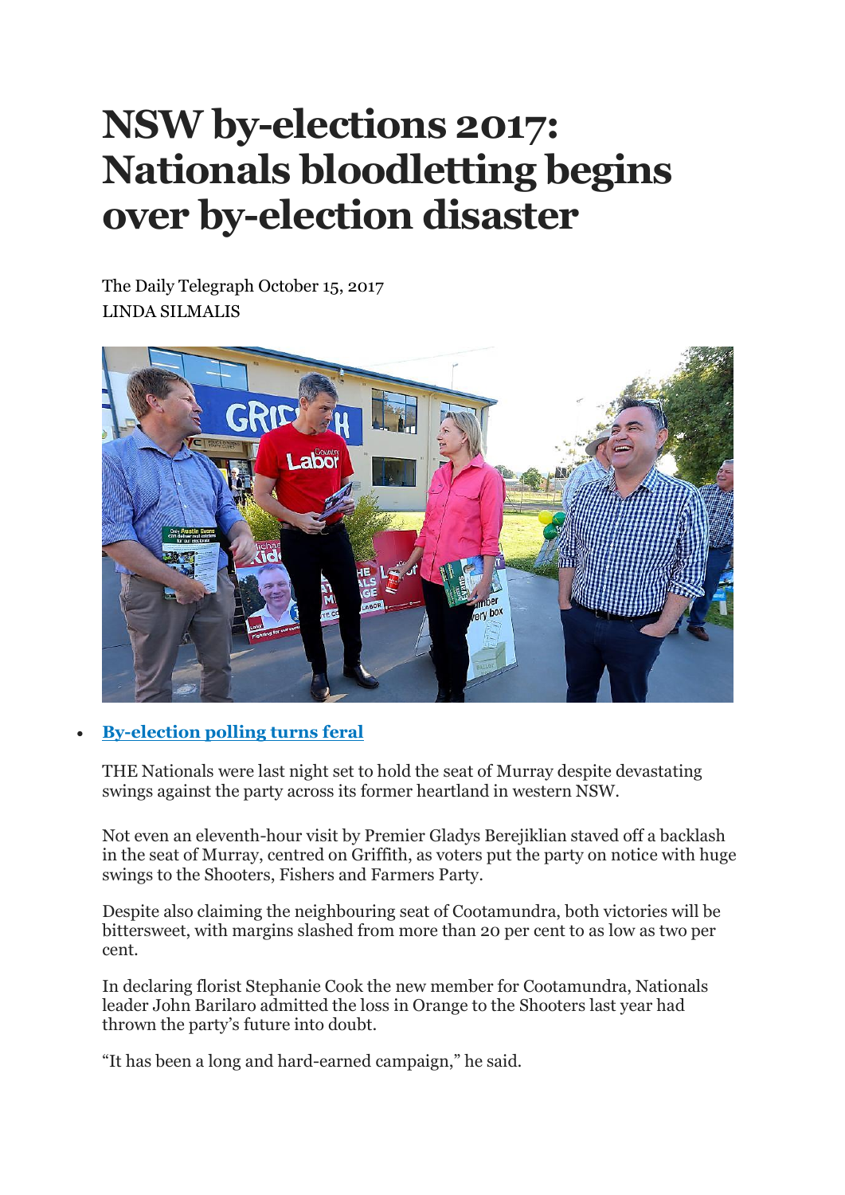# NSW by-elections 2017: Nationals bloodletting begins over by-election disaster

The Daily Telegraph October 15, 2017
LINDA SILMALIS

- **By-election polling turns feral**

THE Nationals were last night set to hold the seat of Murray despite devastating swings against the party across its former heartland in western NSW.

Not even an eleventh-hour visit by Premier Gladys Berejiklian staved off a backlash in the seat of Murray, centred on Griffith, as voters put the party on notice with huge swings to the Shooters, Fishers and Farmers Party.

Despite also claiming the neighbouring seat of Cootamundra, both victories will be bittersweet, with margins slashed from more than 20 per cent to as low as two per cent.

In declaring florist Stephanie Cook the new member for Cootamundra, Nationals leader John Barilaro admitted the loss in Orange to the Shooters last year had thrown the party's future into doubt.

"It has been a long and hard-earned campaign," he said.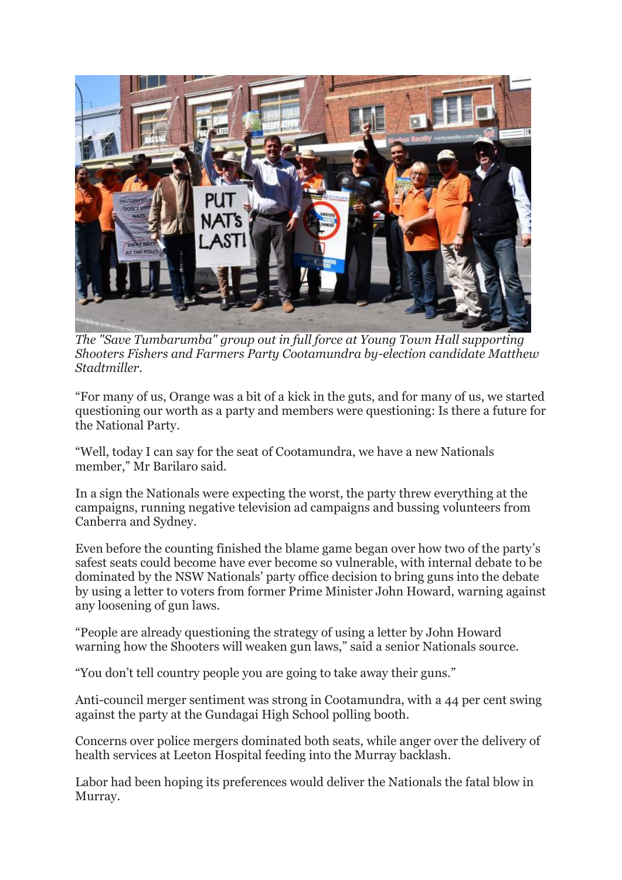*The "Save Tumbarumba" group out in full force at Young Town Hall supporting Shooters Fishers and Farmers Party Cootamundra by-election candidate Matthew Stadtmiller.*

"For many of us, Orange was a bit of a kick in the guts, and for many of us, we started questioning our worth as a party and members were questioning: Is there a future for the National Party.

"Well, today I can say for the seat of Cootamundra, we have a new Nationals member," Mr Barilaro said.

In a sign the Nationals were expecting the worst, the party threw everything at the campaigns, running negative television ad campaigns and bussing volunteers from Canberra and Sydney.

Even before the counting finished the blame game began over how two of the party's safest seats could become have ever become so vulnerable, with internal debate to be dominated by the NSW Nationals' party office decision to bring guns into the debate by using a letter to voters from former Prime Minister John Howard, warning against any loosening of gun laws.

"People are already questioning the strategy of using a letter by John Howard warning how the Shooters will weaken gun laws," said a senior Nationals source.

"You don't tell country people you are going to take away their guns."

Anti-council merger sentiment was strong in Cootamundra, with a 44 per cent swing against the party at the Gundagai High School polling booth.

Concerns over police mergers dominated both seats, while anger over the delivery of health services at Leeton Hospital feeding into the Murray backlash.

Labor had been hoping its preferences would deliver the Nationals the fatal blow in Murray.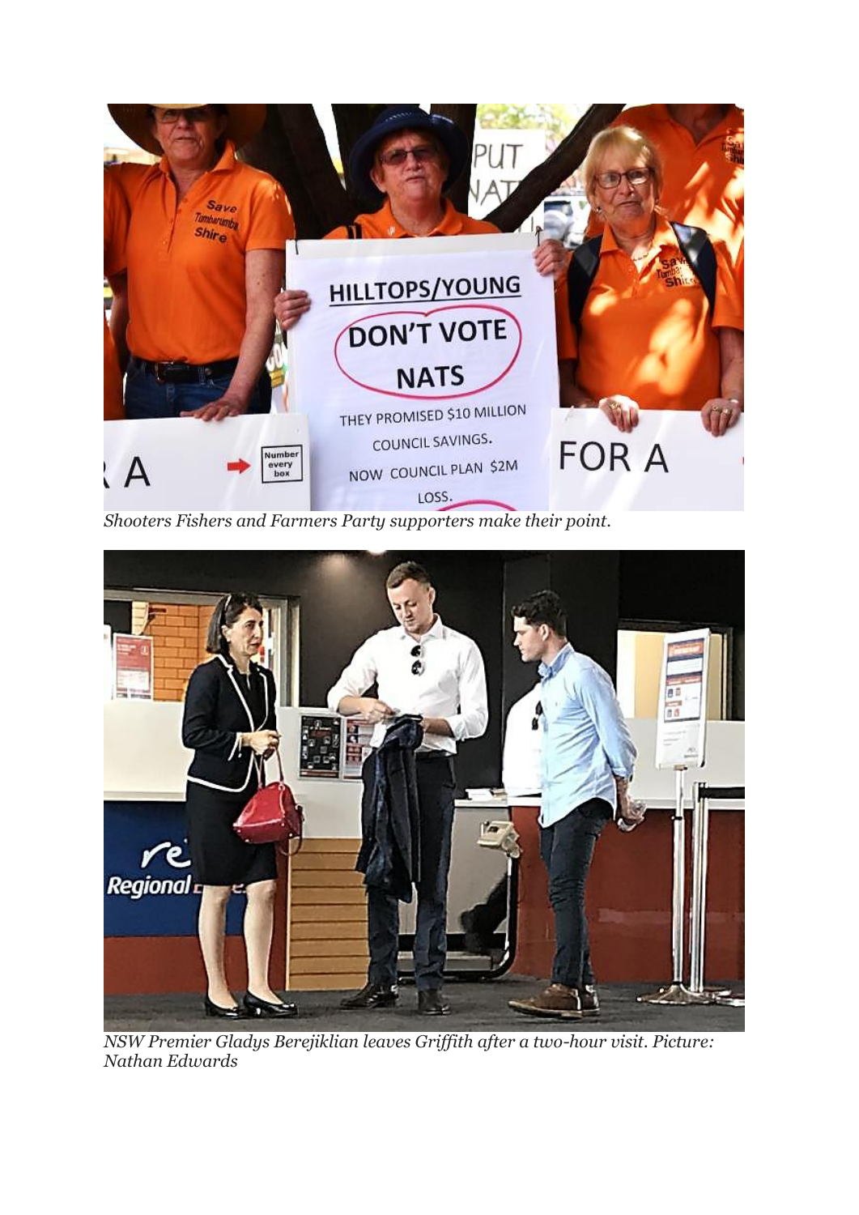*Shooters Fishers and Farmers Party supporters make their point.*

*NSW Premier Gladys Berejiklian leaves Griffith after a two-hour visit. Picture: Nathan Edwards*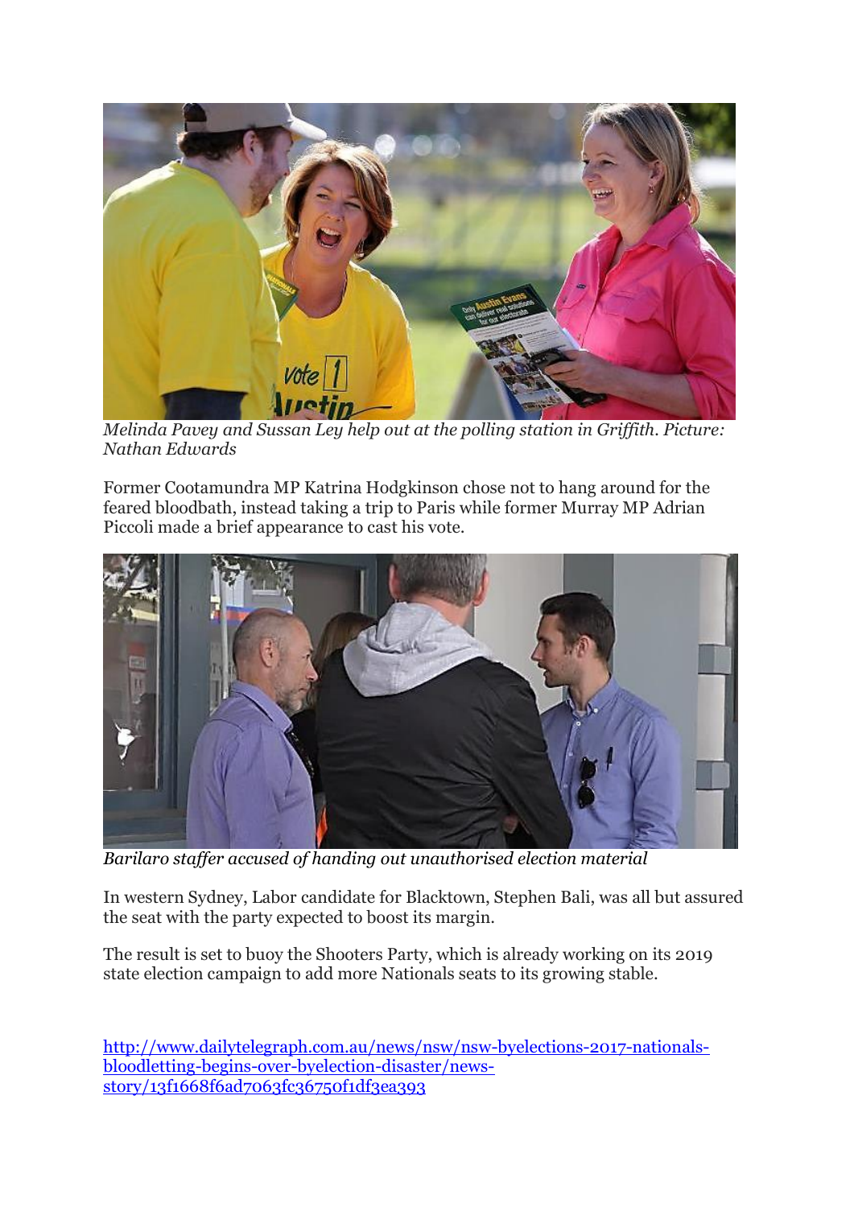*Melinda Pavey and Sussan Ley help out at the polling station in Griffith. Picture: Nathan Edwards*

Former Cootamundra MP Katrina Hodgkinson chose not to hang around for the feared bloodbath, instead taking a trip to Paris while former Murray MP Adrian Piccoli made a brief appearance to cast his vote.

*Barilaro staffer accused of handing out unauthorised election material*

In western Sydney, Labor candidate for Blacktown, Stephen Bali, was all but assured the seat with the party expected to boost its margin.

The result is set to buoy the Shooters Party, which is already working on its 2019 state election campaign to add more Nationals seats to its growing stable.

http://www.dailytelegraph.com.au/news/nsw/nsw-byelections-2017-nationals-bloodletting-begins-over-byelection-disaster/news-story/13f1668f6ad7063fc36750f1df3ea393